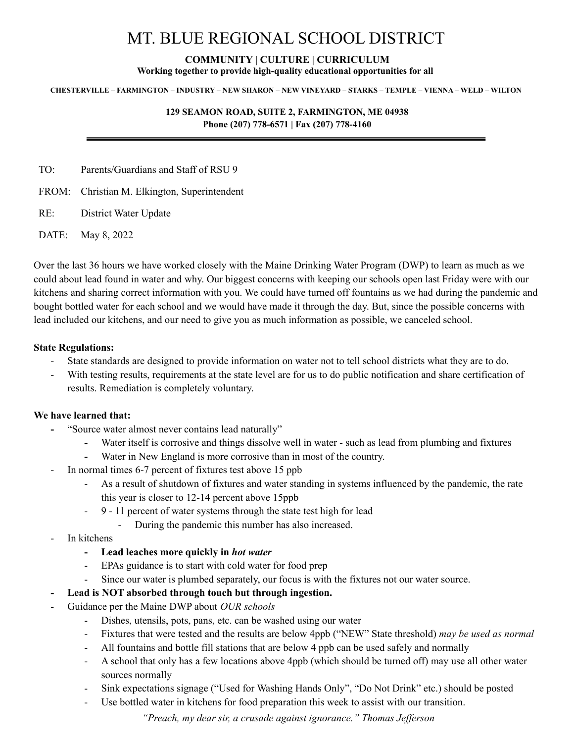# MT. BLUE REGIONAL SCHOOL DISTRICT

**COMMUNITY | CULTURE | CURRICULUM**
**Working together to provide high-quality educational opportunities for all**

**CHESTERVILLE – FARMINGTON – INDUSTRY – NEW SHARON – NEW VINEYARD – STARKS – TEMPLE – VIENNA – WELD – WILTON**

**129 SEAMON ROAD, SUITE 2, FARMINGTON, ME 04938**
**Phone (207) 778-6571 | Fax (207) 778-4160**

---

TO: Parents/Guardians and Staff of RSU 9

FROM: Christian M. Elkington, Superintendent

RE: District Water Update

DATE: May 8, 2022

Over the last 36 hours we have worked closely with the Maine Drinking Water Program (DWP) to learn as much as we could about lead found in water and why. Our biggest concerns with keeping our schools open last Friday were with our kitchens and sharing correct information with you. We could have turned off fountains as we had during the pandemic and bought bottled water for each school and we would have made it through the day. But, since the possible concerns with lead included our kitchens, and our need to give you as much information as possible, we canceled school.

**State Regulations:**

- State standards are designed to provide information on water not to tell school districts what they are to do.
- With testing results, requirements at the state level are for us to do public notification and share certification of results. Remediation is completely voluntary.

**We have learned that:**

- "Source water almost never contains lead naturally"
  - Water itself is corrosive and things dissolve well in water - such as lead from plumbing and fixtures
  - Water in New England is more corrosive than in most of the country.
- In normal times 6-7 percent of fixtures test above 15 ppb
  - As a result of shutdown of fixtures and water standing in systems influenced by the pandemic, the rate this year is closer to 12-14 percent above 15ppb
  - 9 - 11 percent of water systems through the state test high for lead
    - During the pandemic this number has also increased.
- In kitchens
  - **Lead leaches more quickly in *hot water***
  - EPAs guidance is to start with cold water for food prep
  - Since our water is plumbed separately, our focus is with the fixtures not our water source.
- **Lead is NOT absorbed through touch but through ingestion.**
- Guidance per the Maine DWP about *OUR schools*
  - Dishes, utensils, pots, pans, etc. can be washed using our water
  - Fixtures that were tested and the results are below 4ppb ("NEW" State threshold) *may be used as normal*
  - All fountains and bottle fill stations that are below 4 ppb can be used safely and normally
  - A school that only has a few locations above 4ppb (which should be turned off) may use all other water sources normally
  - Sink expectations signage ("Used for Washing Hands Only", "Do Not Drink" etc.) should be posted
  - Use bottled water in kitchens for food preparation this week to assist with our transition.

*"Preach, my dear sir, a crusade against ignorance." Thomas Jefferson*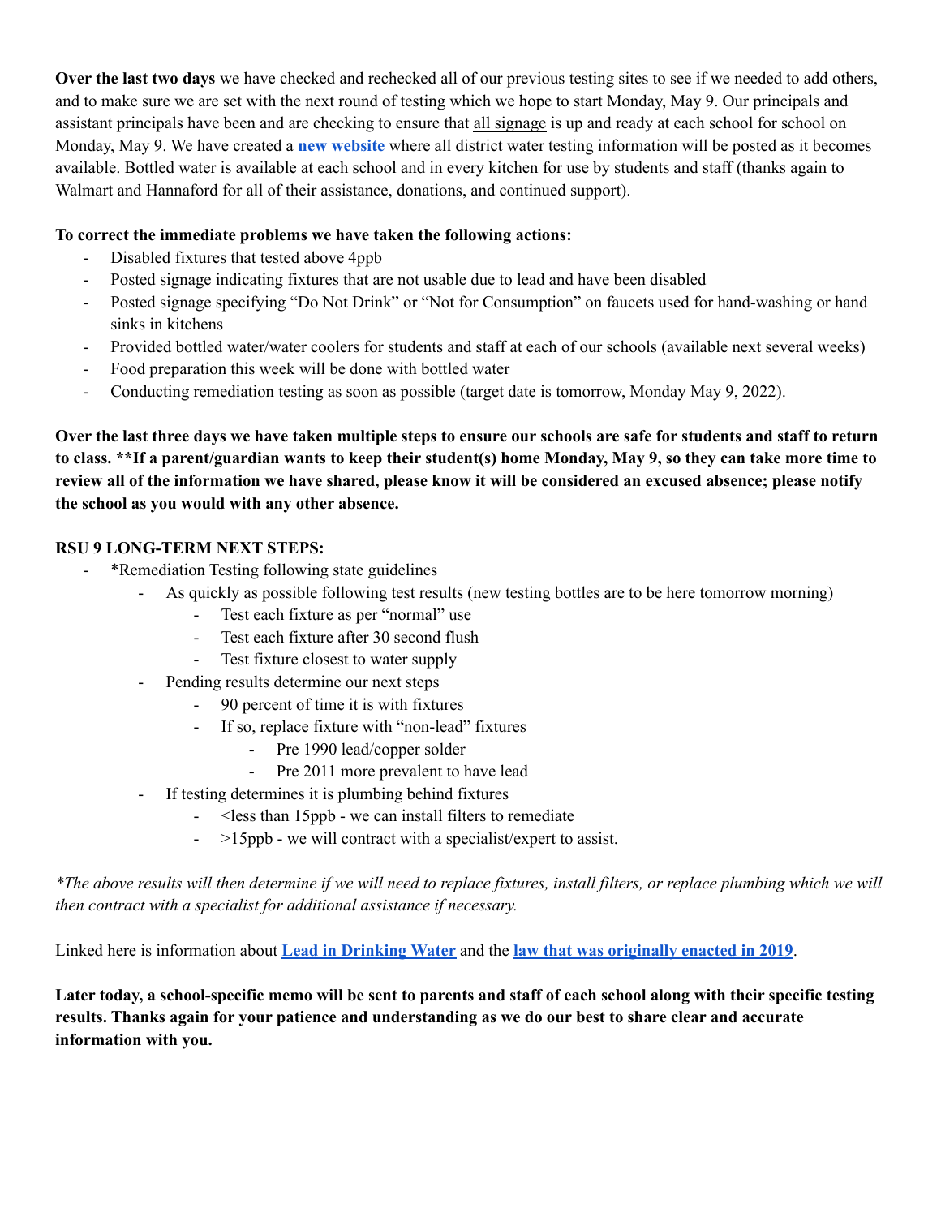**Over the last two days** we have checked and rechecked all of our previous testing sites to see if we needed to add others, and to make sure we are set with the next round of testing which we hope to start Monday, May 9. Our principals and assistant principals have been and are checking to ensure that all signage is up and ready at each school for school on Monday, May 9. We have created a **new website** where all district water testing information will be posted as it becomes available. Bottled water is available at each school and in every kitchen for use by students and staff (thanks again to Walmart and Hannaford for all of their assistance, donations, and continued support).

**To correct the immediate problems we have taken the following actions:**

- Disabled fixtures that tested above 4ppb
- Posted signage indicating fixtures that are not usable due to lead and have been disabled
- Posted signage specifying "Do Not Drink" or "Not for Consumption" on faucets used for hand-washing or hand sinks in kitchens
- Provided bottled water/water coolers for students and staff at each of our schools (available next several weeks)
- Food preparation this week will be done with bottled water
- Conducting remediation testing as soon as possible (target date is tomorrow, Monday May 9, 2022).

**Over the last three days we have taken multiple steps to ensure our schools are safe for students and staff to return to class. **If a parent/guardian wants to keep their student(s) home Monday, May 9, so they can take more time to review all of the information we have shared, please know it will be considered an excused absence; please notify the school as you would with any other absence.**

**RSU 9 LONG-TERM NEXT STEPS:**

- *Remediation Testing following state guidelines
  - As quickly as possible following test results (new testing bottles are to be here tomorrow morning)
    - Test each fixture as per "normal" use
    - Test each fixture after 30 second flush
    - Test fixture closest to water supply
  - Pending results determine our next steps
    - 90 percent of time it is with fixtures
    - If so, replace fixture with "non-lead" fixtures
      - Pre 1990 lead/copper solder
      - Pre 2011 more prevalent to have lead
  - If testing determines it is plumbing behind fixtures
    - <less than 15ppb - we can install filters to remediate
    - >15ppb - we will contract with a specialist/expert to assist.

*\*The above results will then determine if we will need to replace fixtures, install filters, or replace plumbing which we will then contract with a specialist for additional assistance if necessary.*

Linked here is information about **Lead in Drinking Water** and the **law that was originally enacted in 2019**.

**Later today, a school-specific memo will be sent to parents and staff of each school along with their specific testing results. Thanks again for your patience and understanding as we do our best to share clear and accurate information with you.**